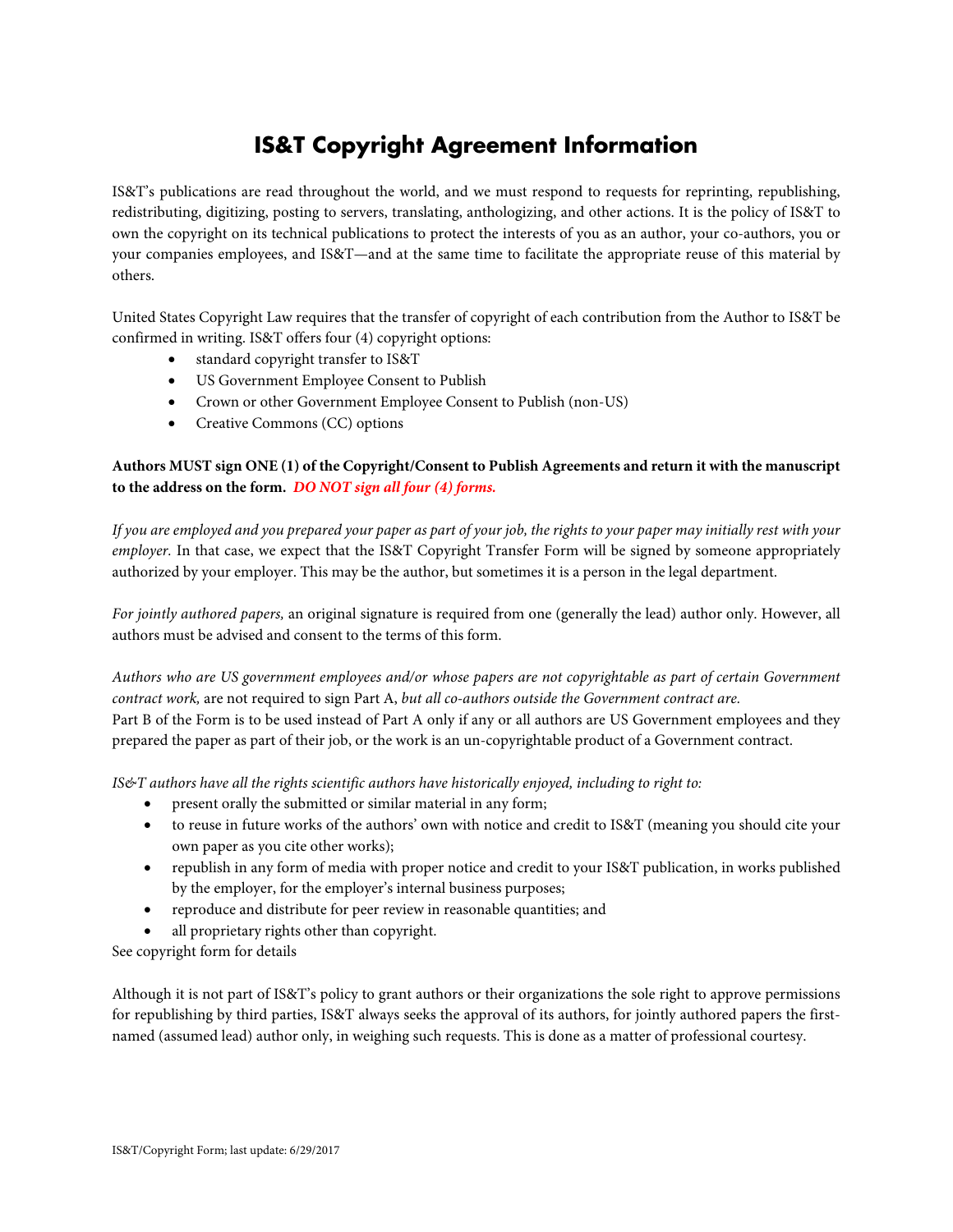# IS&T Copyright Agreement Information

IS&T's publications are read throughout the world, and we must respond to requests for reprinting, republishing, redistributing, digitizing, posting to servers, translating, anthologizing, and other actions. It is the policy of IS&T to own the copyright on its technical publications to protect the interests of you as an author, your co-authors, you or your companies employees, and IS&T—and at the same time to facilitate the appropriate reuse of this material by others.

United States Copyright Law requires that the transfer of copyright of each contribution from the Author to IS&T be confirmed in writing. IS&T offers four (4) copyright options:

- standard copyright transfer to IS&T
- US Government Employee Consent to Publish
- Crown or other Government Employee Consent to Publish (non-US)
- Creative Commons (CC) options

**Authors MUST sign ONE (1) of the Copyright/Consent to Publish Agreements and return it with the manuscript to the address on the form.** ***DO NOT sign all four (4) forms.***

*If you are employed and you prepared your paper as part of your job, the rights to your paper may initially rest with your employer.* In that case, we expect that the IS&T Copyright Transfer Form will be signed by someone appropriately authorized by your employer. This may be the author, but sometimes it is a person in the legal department.

*For jointly authored papers,* an original signature is required from one (generally the lead) author only. However, all authors must be advised and consent to the terms of this form.

*Authors who are US government employees and/or whose papers are not copyrightable as part of certain Government contract work,* are not required to sign Part A, *but all co-authors outside the Government contract are.*
Part B of the Form is to be used instead of Part A only if any or all authors are US Government employees and they prepared the paper as part of their job, or the work is an un-copyrightable product of a Government contract.

*IS&T authors have all the rights scientific authors have historically enjoyed, including to right to:*

- present orally the submitted or similar material in any form;
- to reuse in future works of the authors' own with notice and credit to IS&T (meaning you should cite your own paper as you cite other works);
- republish in any form of media with proper notice and credit to your IS&T publication, in works published by the employer, for the employer's internal business purposes;
- reproduce and distribute for peer review in reasonable quantities; and
- all proprietary rights other than copyright.

See copyright form for details

Although it is not part of IS&T's policy to grant authors or their organizations the sole right to approve permissions for republishing by third parties, IS&T always seeks the approval of its authors, for jointly authored papers the first-named (assumed lead) author only, in weighing such requests. This is done as a matter of professional courtesy.

IS&T/Copyright Form; last update: 6/29/2017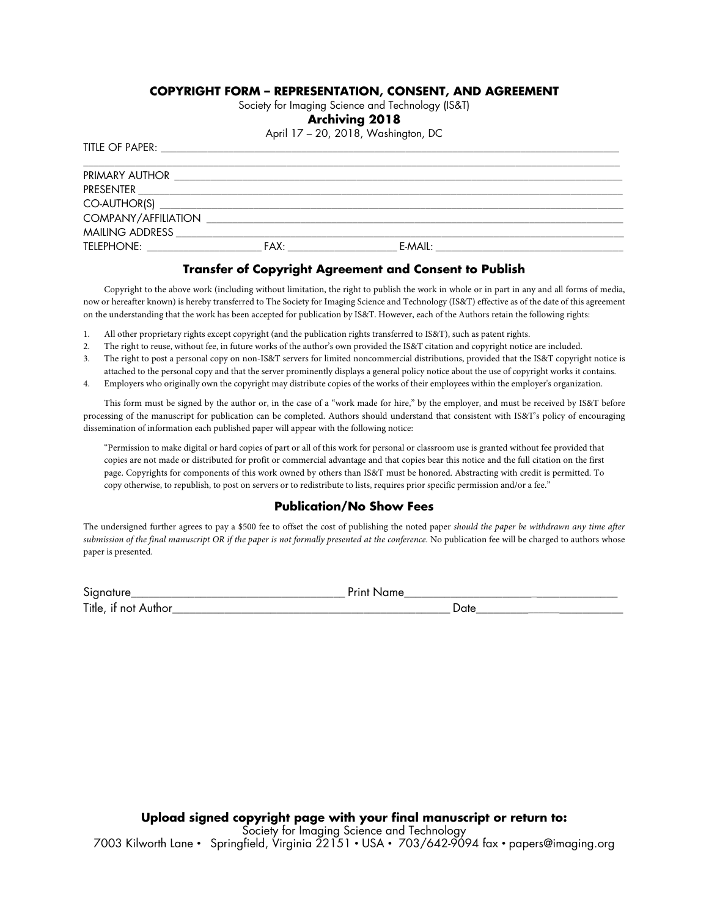## COPYRIGHT FORM – REPRESENTATION, CONSENT, AND AGREEMENT

Society for Imaging Science and Technology (IS&T)

**Archiving 2018**

April 17 – 20, 2018, Washington, DC

TITLE OF PAPER: ______________________________________________________________________

______________________________________________________________________________________

PRIMARY AUTHOR ______________________________________________________________________

PRESENTER ___________________________________________________________________________

CO-AUTHOR(S) ________________________________________________________________________

COMPANY/AFFILIATION _________________________________________________________________

MAILING ADDRESS _____________________________________________________________________

TELEPHONE: ____________________ FAX: ____________________ E-MAIL: ______________________

### Transfer of Copyright Agreement and Consent to Publish

Copyright to the above work (including without limitation, the right to publish the work in whole or in part in any and all forms of media, now or hereafter known) is hereby transferred to The Society for Imaging Science and Technology (IS&T) effective as of the date of this agreement on the understanding that the work has been accepted for publication by IS&T. However, each of the Authors retain the following rights:

1. All other proprietary rights except copyright (and the publication rights transferred to IS&T), such as patent rights.
2. The right to reuse, without fee, in future works of the author's own provided the IS&T citation and copyright notice are included.
3. The right to post a personal copy on non-IS&T servers for limited noncommercial distributions, provided that the IS&T copyright notice is attached to the personal copy and that the server prominently displays a general policy notice about the use of copyright works it contains.
4. Employers who originally own the copyright may distribute copies of the works of their employees within the employer's organization.

This form must be signed by the author or, in the case of a "work made for hire," by the employer, and must be received by IS&T before processing of the manuscript for publication can be completed. Authors should understand that consistent with IS&T's policy of encouraging dissemination of information each published paper will appear with the following notice:

> "Permission to make digital or hard copies of part or all of this work for personal or classroom use is granted without fee provided that copies are not made or distributed for profit or commercial advantage and that copies bear this notice and the full citation on the first page. Copyrights for components of this work owned by others than IS&T must be honored. Abstracting with credit is permitted. To copy otherwise, to republish, to post on servers or to redistribute to lists, requires prior specific permission and/or a fee."

### Publication/No Show Fees

The undersigned further agrees to pay a $500 fee to offset the cost of publishing the noted paper *should the paper be withdrawn any time after submission of the final manuscript OR if the paper is not formally presented at the conference.* No publication fee will be charged to authors whose paper is presented.

Signature__________________________________ Print Name__________________________________

Title, if not Author____________________________________________ Date________________________

**Upload signed copyright page with your final manuscript or return to:**

Society for Imaging Science and Technology

7003 Kilworth Lane • Springfield, Virginia 22151 • USA • 703/642-9094 fax • papers@imaging.org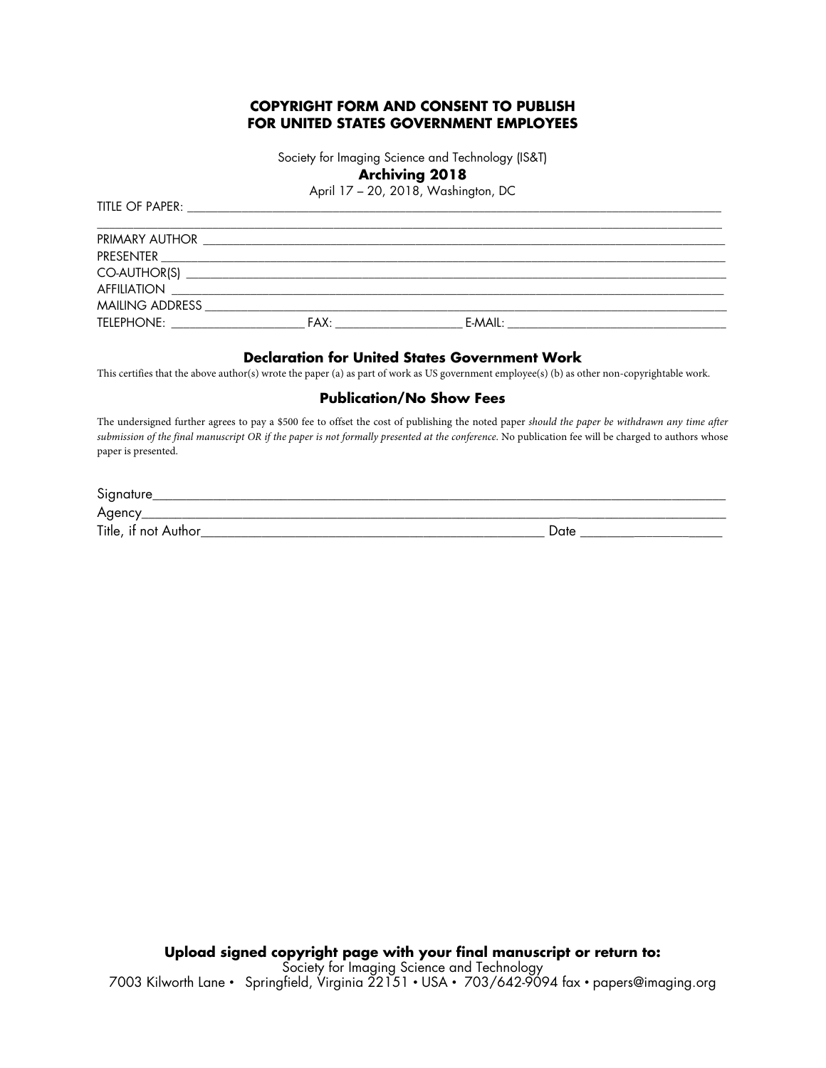**COPYRIGHT FORM AND CONSENT TO PUBLISH**
**FOR UNITED STATES GOVERNMENT EMPLOYEES**

Society for Imaging Science and Technology (IS&T)

**Archiving 2018**

April 17 – 20, 2018, Washington, DC

TITLE OF PAPER: ______________________________________________________________________________

______________________________________________________________________________________________

PRIMARY AUTHOR ______________________________________________________________________________

PRESENTER ___________________________________________________________________________________

CO-AUTHOR(S) ________________________________________________________________________________

AFFILIATION __________________________________________________________________________________

MAILING ADDRESS _____________________________________________________________________________

TELEPHONE: ____________________ FAX: ___________________ E-MAIL: __________________________________

### Declaration for United States Government Work

This certifies that the above author(s) wrote the paper (a) as part of work as US government employee(s) (b) as other non-copyrightable work.

### Publication/No Show Fees

The undersigned further agrees to pay a $500 fee to offset the cost of publishing the noted paper *should the paper be withdrawn any time after submission of the final manuscript OR if the paper is not formally presented at the conference.* No publication fee will be charged to authors whose paper is presented.

Signature_____________________________________________________________________________________

Agency_______________________________________________________________________________________

Title, if not Author_________________________________________________ Date ______________________

**Upload signed copyright page with your final manuscript or return to:**

Society for Imaging Science and Technology

7003 Kilworth Lane • Springfield, Virginia 22151 • USA • 703/642-9094 fax • papers@imaging.org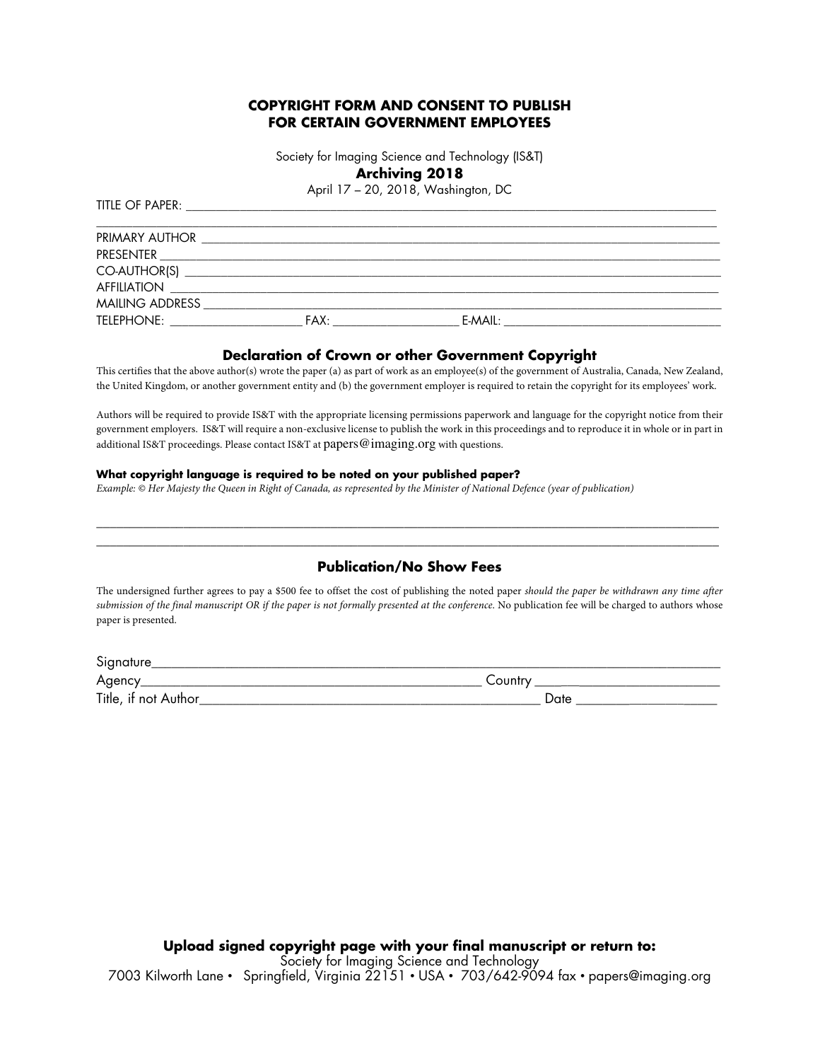# COPYRIGHT FORM AND CONSENT TO PUBLISH FOR CERTAIN GOVERNMENT EMPLOYEES

Society for Imaging Science and Technology (IS&T)

**Archiving 2018**

April 17 – 20, 2018, Washington, DC

TITLE OF PAPER: ____________________________________________

____________________________________________

PRIMARY AUTHOR ____________________________________________

PRESENTER ____________________________________________

CO-AUTHOR(S) ____________________________________________

AFFILIATION ____________________________________________

MAILING ADDRESS ____________________________________________

TELEPHONE: ____________________ FAX: ____________________ E-MAIL: ____________________

## Declaration of Crown or other Government Copyright

This certifies that the above author(s) wrote the paper (a) as part of work as an employee(s) of the government of Australia, Canada, New Zealand, the United Kingdom, or another government entity and (b) the government employer is required to retain the copyright for its employees' work.

Authors will be required to provide IS&T with the appropriate licensing permissions paperwork and language for the copyright notice from their government employers. IS&T will require a non-exclusive license to publish the work in this proceedings and to reproduce it in whole or in part in additional IS&T proceedings. Please contact IS&T at papers@imaging.org with questions.

**What copyright language is required to be noted on your published paper?**

*Example: © Her Majesty the Queen in Right of Canada, as represented by the Minister of National Defence (year of publication)*

____________________________________________

____________________________________________

## Publication/No Show Fees

The undersigned further agrees to pay a $500 fee to offset the cost of publishing the noted paper *should the paper be withdrawn any time after submission of the final manuscript OR if the paper is not formally presented at the conference.* No publication fee will be charged to authors whose paper is presented.

Signature____________________________________________

Agency____________________________________________ Country ____________________

Title, if not Author____________________________________________ Date ____________________

**Upload signed copyright page with your final manuscript or return to:**

Society for Imaging Science and Technology

7003 Kilworth Lane • Springfield, Virginia 22151 • USA • 703/642-9094 fax • papers@imaging.org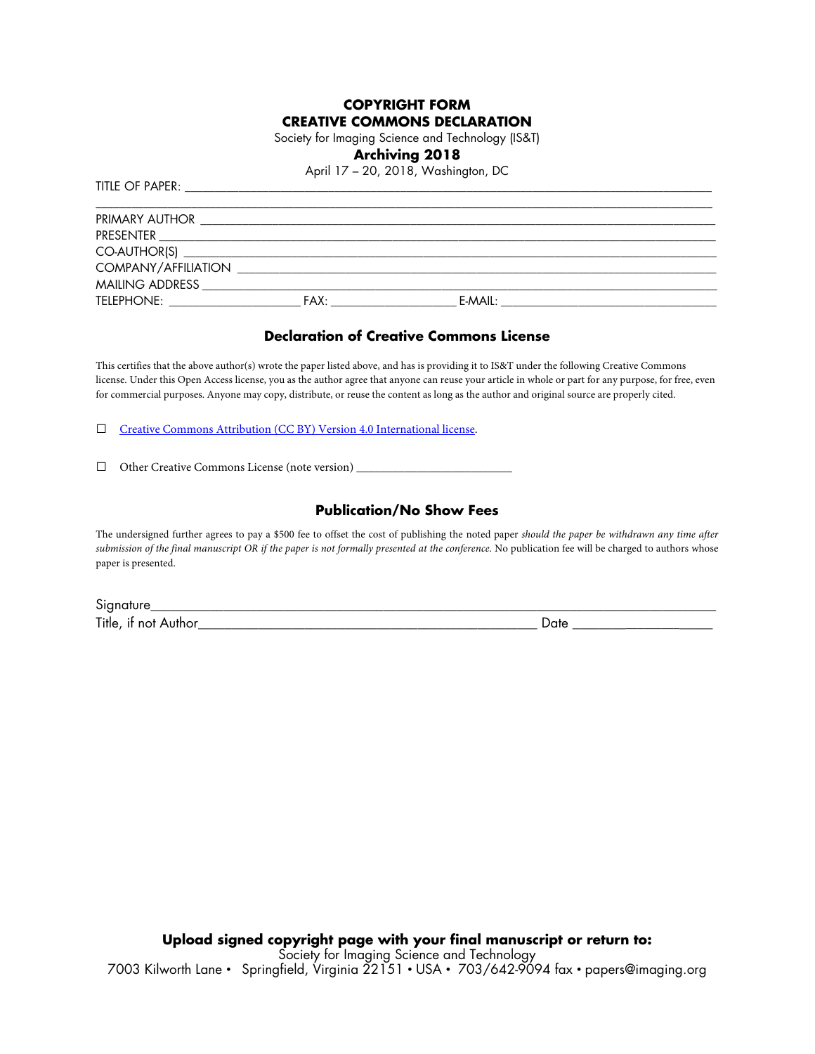**COPYRIGHT FORM**
**CREATIVE COMMONS DECLARATION**

Society for Imaging Science and Technology (IS&T)

**Archiving 2018**

April 17 – 20, 2018, Washington, DC

TITLE OF PAPER: ______________________________________________________________________________

______________________________________________________________________________________________

PRIMARY AUTHOR ______________________________________________________________________________

PRESENTER ___________________________________________________________________________________

CO-AUTHOR(S) ________________________________________________________________________________

COMPANY/AFFILIATION _________________________________________________________________________

MAILING ADDRESS _____________________________________________________________________________

TELEPHONE: ____________________ FAX: ___________________ E-MAIL: ___________________________________

## Declaration of Creative Commons License

This certifies that the above author(s) wrote the paper listed above, and has is providing it to IS&T under the following Creative Commons license. Under this Open Access license, you as the author agree that anyone can reuse your article in whole or part for any purpose, for free, even for commercial purposes. Anyone may copy, distribute, or reuse the content as long as the author and original source are properly cited.

☐ Creative Commons Attribution (CC BY) Version 4.0 International license.

☐ Other Creative Commons License (note version) _________________________

## Publication/No Show Fees

The undersigned further agrees to pay a $500 fee to offset the cost of publishing the noted paper *should the paper be withdrawn any time after submission of the final manuscript OR if the paper is not formally presented at the conference.* No publication fee will be charged to authors whose paper is presented.

Signature_____________________________________________________________________________________

Title, if not Author__________________________________________________ Date _________________________

**Upload signed copyright page with your final manuscript or return to:**

Society for Imaging Science and Technology

7003 Kilworth Lane • Springfield, Virginia 22151 • USA • 703/642-9094 fax • papers@imaging.org